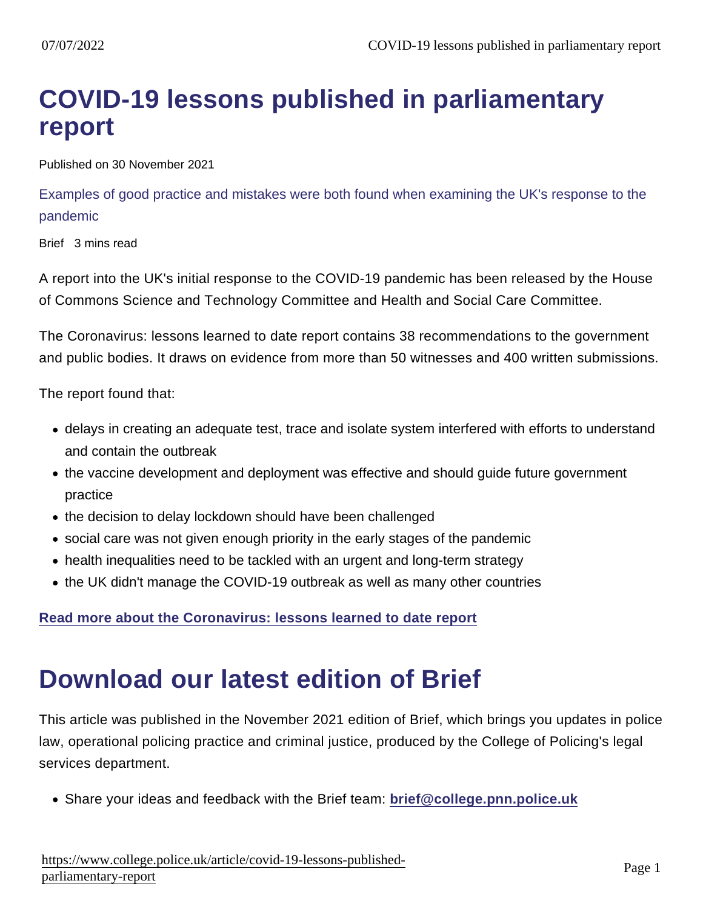# COVID-19 lessons published in parliamentary report

Published on 30 November 2021

Examples of good practice and mistakes were both found when examining the UK's response to the pandemic

Brief 3 mins read

A report into the UK's initial response to the COVID-19 pandemic has been released by the House of Commons Science and Technology Committee and Health and Social Care Committee.

The Coronavirus: lessons learned to date report contains 38 recommendations to the government and public bodies. It draws on evidence from more than 50 witnesses and 400 written submissions.

The report found that:

- delays in creating an adequate test, trace and isolate system interfered with efforts to understand and contain the outbreak
- the vaccine development and deployment was effective and should guide future government practice
- the decision to delay lockdown should have been challenged
- social care was not given enough priority in the early stages of the pandemic
- health inequalities need to be tackled with an urgent and long-term strategy
- the UK didn't manage the COVID-19 outbreak as well as many other countries

**Read more about the Coronavirus: lessons learned to date report**

# Download our latest edition of Brief

This article was published in the November 2021 edition of Brief, which brings you updates in police law, operational policing practice and criminal justice, produced by the College of Policing's legal services department.

- Share your ideas and feedback with the Brief team: **brief@college.pnn.police.uk**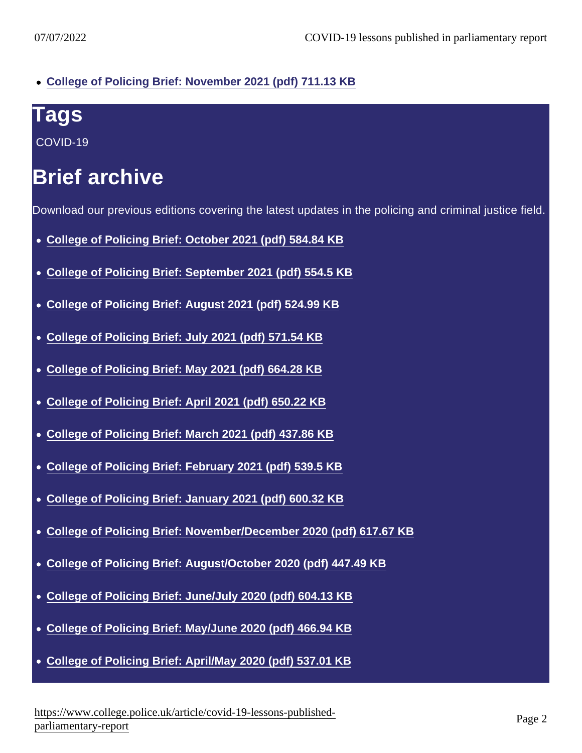- College of Policing Brief: November 2021 (pdf) 711.13 KB

## Tags

COVID-19

## Brief archive

Download our previous editions covering the latest updates in the policing and criminal justice field.

- College of Policing Brief: October 2021 (pdf) 584.84 KB
- College of Policing Brief: September 2021 (pdf) 554.5 KB
- College of Policing Brief: August 2021 (pdf) 524.99 KB
- College of Policing Brief: July 2021 (pdf) 571.54 KB
- College of Policing Brief: May 2021 (pdf) 664.28 KB
- College of Policing Brief: April 2021 (pdf) 650.22 KB
- College of Policing Brief: March 2021 (pdf) 437.86 KB
- College of Policing Brief: February 2021 (pdf) 539.5 KB
- College of Policing Brief: January 2021 (pdf) 600.32 KB
- College of Policing Brief: November/December 2020 (pdf) 617.67 KB
- College of Policing Brief: August/October 2020 (pdf) 447.49 KB
- College of Policing Brief: June/July 2020 (pdf) 604.13 KB
- College of Policing Brief: May/June 2020 (pdf) 466.94 KB
- College of Policing Brief: April/May 2020 (pdf) 537.01 KB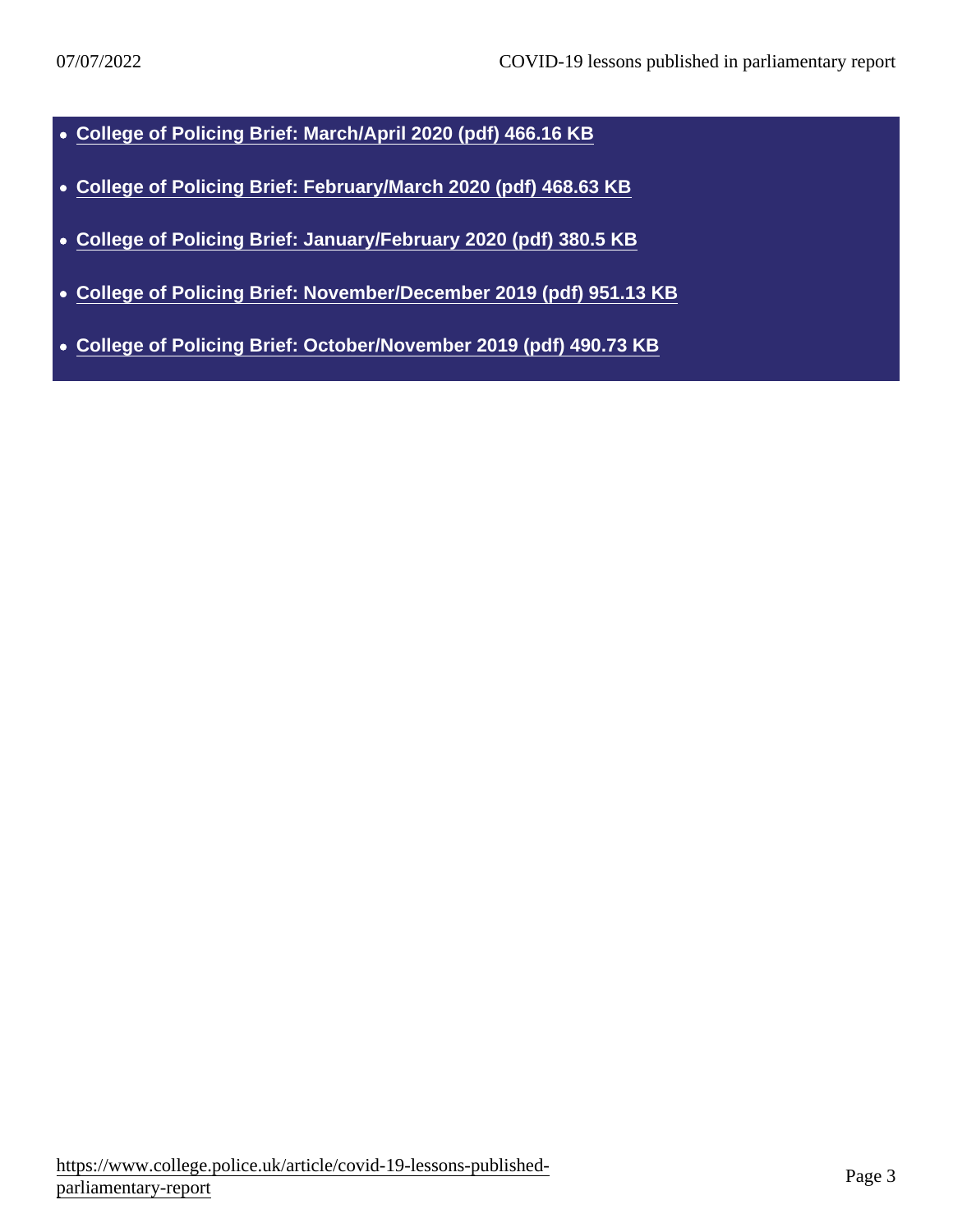- **College of Policing Brief: March/April 2020 (pdf) 466.16 KB**
- **College of Policing Brief: February/March 2020 (pdf) 468.63 KB**
- **College of Policing Brief: January/February 2020 (pdf) 380.5 KB**
- **College of Policing Brief: November/December 2019 (pdf) 951.13 KB**
- **College of Policing Brief: October/November 2019 (pdf) 490.73 KB**